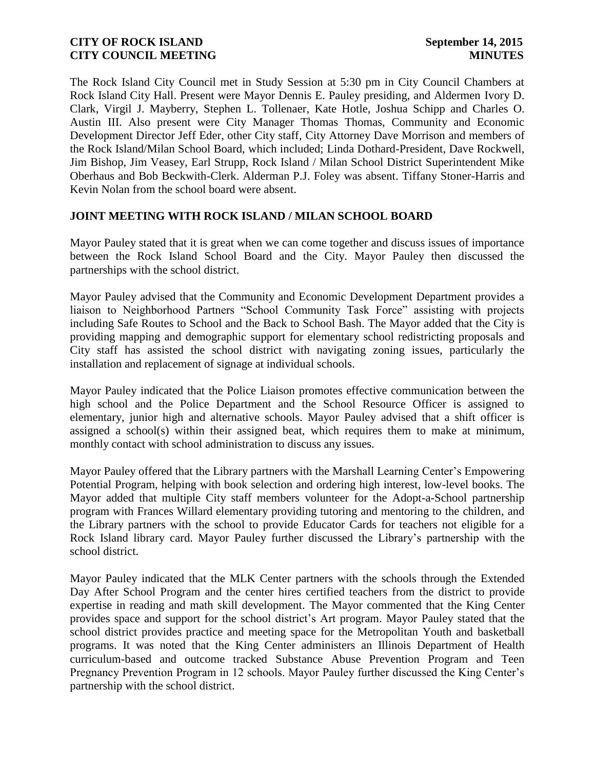The Rock Island City Council met in Study Session at 5:30 pm in City Council Chambers at Rock Island City Hall. Present were Mayor Dennis E. Pauley presiding, and Aldermen Ivory D. Clark, Virgil J. Mayberry, Stephen L. Tollenaer, Kate Hotle, Joshua Schipp and Charles O. Austin III. Also present were City Manager Thomas Thomas, Community and Economic Development Director Jeff Eder, other City staff, City Attorney Dave Morrison and members of the Rock Island/Milan School Board, which included; Linda Dothard-President, Dave Rockwell, Jim Bishop, Jim Veasey, Earl Strupp, Rock Island / Milan School District Superintendent Mike Oberhaus and Bob Beckwith-Clerk. Alderman P.J. Foley was absent. Tiffany Stoner-Harris and Kevin Nolan from the school board were absent.

## JOINT MEETING WITH ROCK ISLAND / MILAN SCHOOL BOARD

Mayor Pauley stated that it is great when we can come together and discuss issues of importance between the Rock Island School Board and the City. Mayor Pauley then discussed the partnerships with the school district.

Mayor Pauley advised that the Community and Economic Development Department provides a liaison to Neighborhood Partners "School Community Task Force" assisting with projects including Safe Routes to School and the Back to School Bash. The Mayor added that the City is providing mapping and demographic support for elementary school redistricting proposals and City staff has assisted the school district with navigating zoning issues, particularly the installation and replacement of signage at individual schools.

Mayor Pauley indicated that the Police Liaison promotes effective communication between the high school and the Police Department and the School Resource Officer is assigned to elementary, junior high and alternative schools. Mayor Pauley advised that a shift officer is assigned a school(s) within their assigned beat, which requires them to make at minimum, monthly contact with school administration to discuss any issues.

Mayor Pauley offered that the Library partners with the Marshall Learning Center's Empowering Potential Program, helping with book selection and ordering high interest, low-level books. The Mayor added that multiple City staff members volunteer for the Adopt-a-School partnership program with Frances Willard elementary providing tutoring and mentoring to the children, and the Library partners with the school to provide Educator Cards for teachers not eligible for a Rock Island library card. Mayor Pauley further discussed the Library's partnership with the school district.

Mayor Pauley indicated that the MLK Center partners with the schools through the Extended Day After School Program and the center hires certified teachers from the district to provide expertise in reading and math skill development. The Mayor commented that the King Center provides space and support for the school district's Art program. Mayor Pauley stated that the school district provides practice and meeting space for the Metropolitan Youth and basketball programs. It was noted that the King Center administers an Illinois Department of Health curriculum-based and outcome tracked Substance Abuse Prevention Program and Teen Pregnancy Prevention Program in 12 schools. Mayor Pauley further discussed the King Center's partnership with the school district.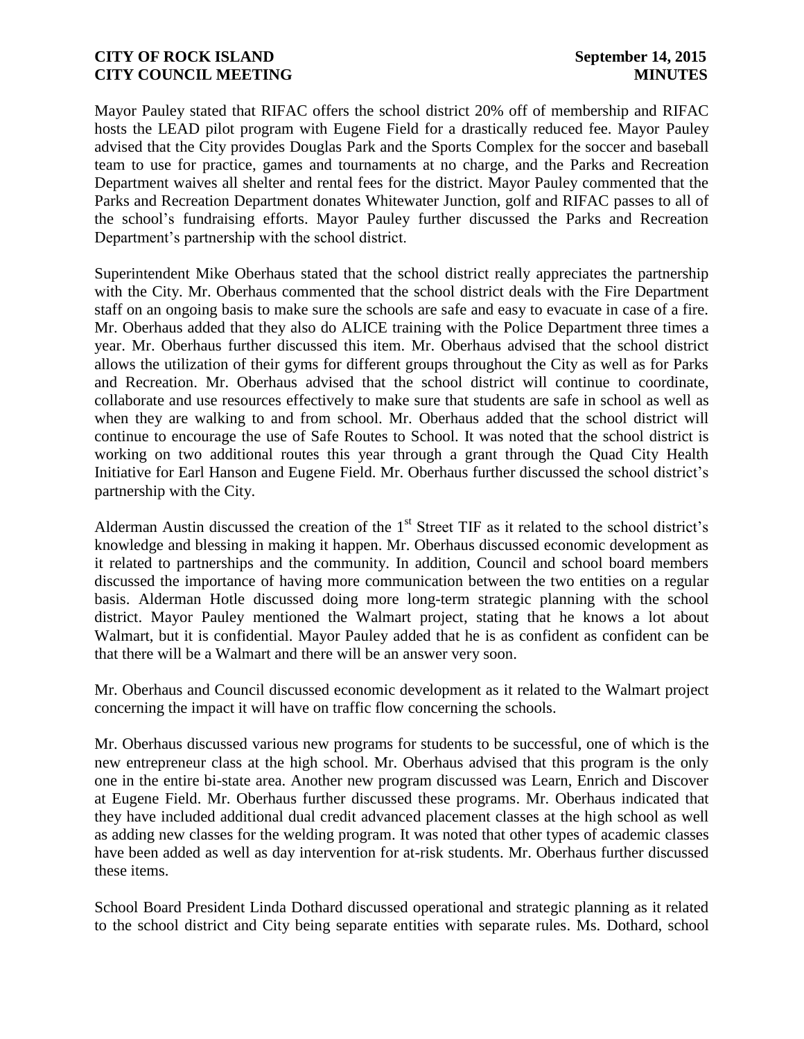Mayor Pauley stated that RIFAC offers the school district 20% off of membership and RIFAC hosts the LEAD pilot program with Eugene Field for a drastically reduced fee. Mayor Pauley advised that the City provides Douglas Park and the Sports Complex for the soccer and baseball team to use for practice, games and tournaments at no charge, and the Parks and Recreation Department waives all shelter and rental fees for the district. Mayor Pauley commented that the Parks and Recreation Department donates Whitewater Junction, golf and RIFAC passes to all of the school's fundraising efforts. Mayor Pauley further discussed the Parks and Recreation Department's partnership with the school district.

Superintendent Mike Oberhaus stated that the school district really appreciates the partnership with the City. Mr. Oberhaus commented that the school district deals with the Fire Department staff on an ongoing basis to make sure the schools are safe and easy to evacuate in case of a fire. Mr. Oberhaus added that they also do ALICE training with the Police Department three times a year. Mr. Oberhaus further discussed this item. Mr. Oberhaus advised that the school district allows the utilization of their gyms for different groups throughout the City as well as for Parks and Recreation. Mr. Oberhaus advised that the school district will continue to coordinate, collaborate and use resources effectively to make sure that students are safe in school as well as when they are walking to and from school. Mr. Oberhaus added that the school district will continue to encourage the use of Safe Routes to School. It was noted that the school district is working on two additional routes this year through a grant through the Quad City Health Initiative for Earl Hanson and Eugene Field. Mr. Oberhaus further discussed the school district's partnership with the City.

Alderman Austin discussed the creation of the 1st Street TIF as it related to the school district's knowledge and blessing in making it happen. Mr. Oberhaus discussed economic development as it related to partnerships and the community. In addition, Council and school board members discussed the importance of having more communication between the two entities on a regular basis. Alderman Hotle discussed doing more long-term strategic planning with the school district. Mayor Pauley mentioned the Walmart project, stating that he knows a lot about Walmart, but it is confidential. Mayor Pauley added that he is as confident as confident can be that there will be a Walmart and there will be an answer very soon.

Mr. Oberhaus and Council discussed economic development as it related to the Walmart project concerning the impact it will have on traffic flow concerning the schools.

Mr. Oberhaus discussed various new programs for students to be successful, one of which is the new entrepreneur class at the high school. Mr. Oberhaus advised that this program is the only one in the entire bi-state area. Another new program discussed was Learn, Enrich and Discover at Eugene Field. Mr. Oberhaus further discussed these programs. Mr. Oberhaus indicated that they have included additional dual credit advanced placement classes at the high school as well as adding new classes for the welding program. It was noted that other types of academic classes have been added as well as day intervention for at-risk students. Mr. Oberhaus further discussed these items.

School Board President Linda Dothard discussed operational and strategic planning as it related to the school district and City being separate entities with separate rules. Ms. Dothard, school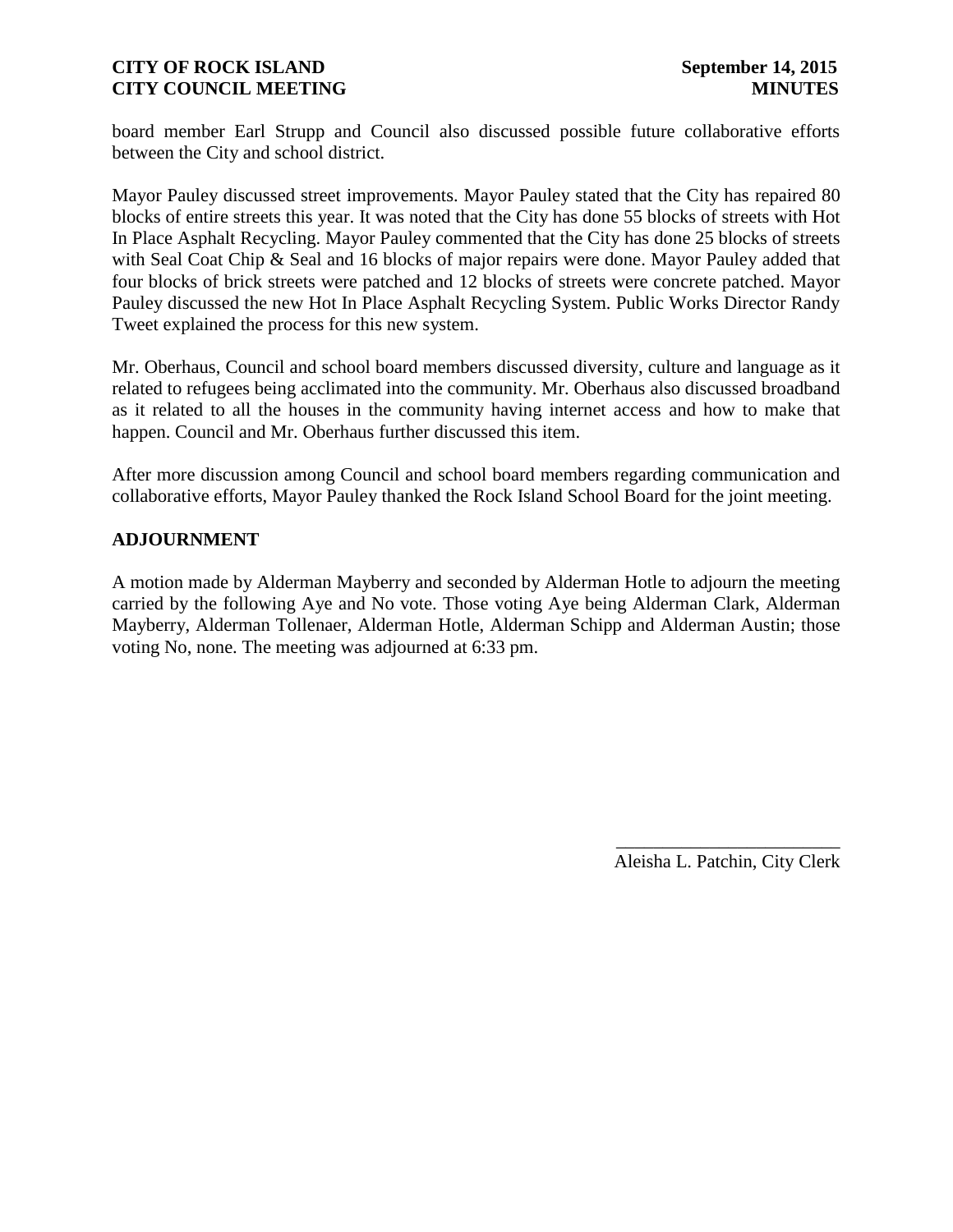board member Earl Strupp and Council also discussed possible future collaborative efforts between the City and school district.

Mayor Pauley discussed street improvements. Mayor Pauley stated that the City has repaired 80 blocks of entire streets this year. It was noted that the City has done 55 blocks of streets with Hot In Place Asphalt Recycling. Mayor Pauley commented that the City has done 25 blocks of streets with Seal Coat Chip & Seal and 16 blocks of major repairs were done. Mayor Pauley added that four blocks of brick streets were patched and 12 blocks of streets were concrete patched. Mayor Pauley discussed the new Hot In Place Asphalt Recycling System. Public Works Director Randy Tweet explained the process for this new system.

Mr. Oberhaus, Council and school board members discussed diversity, culture and language as it related to refugees being acclimated into the community. Mr. Oberhaus also discussed broadband as it related to all the houses in the community having internet access and how to make that happen. Council and Mr. Oberhaus further discussed this item.

After more discussion among Council and school board members regarding communication and collaborative efforts, Mayor Pauley thanked the Rock Island School Board for the joint meeting.

## ADJOURNMENT

A motion made by Alderman Mayberry and seconded by Alderman Hotle to adjourn the meeting carried by the following Aye and No vote. Those voting Aye being Alderman Clark, Alderman Mayberry, Alderman Tollenaer, Alderman Hotle, Alderman Schipp and Alderman Austin; those voting No, none. The meeting was adjourned at 6:33 pm.

\_\_\_\_\_\_\_\_\_\_\_\_\_\_\_\_\_\_\_\_\_\_\_\_

Aleisha L. Patchin, City Clerk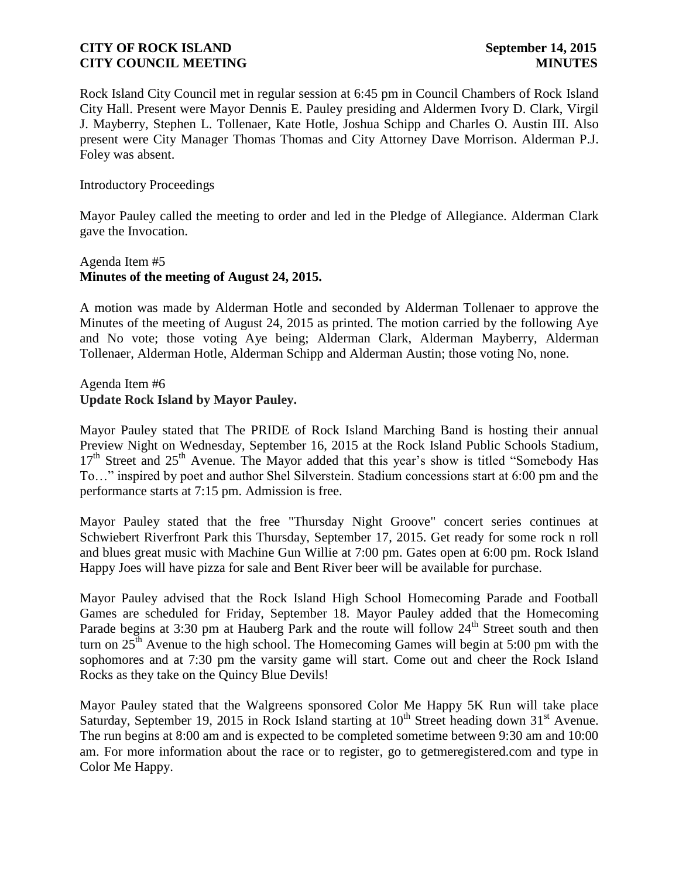Rock Island City Council met in regular session at 6:45 pm in Council Chambers of Rock Island City Hall. Present were Mayor Dennis E. Pauley presiding and Aldermen Ivory D. Clark, Virgil J. Mayberry, Stephen L. Tollenaer, Kate Hotle, Joshua Schipp and Charles O. Austin III. Also present were City Manager Thomas Thomas and City Attorney Dave Morrison. Alderman P.J. Foley was absent.

Introductory Proceedings

Mayor Pauley called the meeting to order and led in the Pledge of Allegiance. Alderman Clark gave the Invocation.

Agenda Item #5
**Minutes of the meeting of August 24, 2015.**

A motion was made by Alderman Hotle and seconded by Alderman Tollenaer to approve the Minutes of the meeting of August 24, 2015 as printed. The motion carried by the following Aye and No vote; those voting Aye being; Alderman Clark, Alderman Mayberry, Alderman Tollenaer, Alderman Hotle, Alderman Schipp and Alderman Austin; those voting No, none.

Agenda Item #6
**Update Rock Island by Mayor Pauley.**

Mayor Pauley stated that The PRIDE of Rock Island Marching Band is hosting their annual Preview Night on Wednesday, September 16, 2015 at the Rock Island Public Schools Stadium, 17th Street and 25th Avenue. The Mayor added that this year's show is titled "Somebody Has To…" inspired by poet and author Shel Silverstein. Stadium concessions start at 6:00 pm and the performance starts at 7:15 pm. Admission is free.

Mayor Pauley stated that the free "Thursday Night Groove" concert series continues at Schwiebert Riverfront Park this Thursday, September 17, 2015. Get ready for some rock n roll and blues great music with Machine Gun Willie at 7:00 pm. Gates open at 6:00 pm. Rock Island Happy Joes will have pizza for sale and Bent River beer will be available for purchase.

Mayor Pauley advised that the Rock Island High School Homecoming Parade and Football Games are scheduled for Friday, September 18. Mayor Pauley added that the Homecoming Parade begins at 3:30 pm at Hauberg Park and the route will follow 24th Street south and then turn on 25th Avenue to the high school. The Homecoming Games will begin at 5:00 pm with the sophomores and at 7:30 pm the varsity game will start. Come out and cheer the Rock Island Rocks as they take on the Quincy Blue Devils!

Mayor Pauley stated that the Walgreens sponsored Color Me Happy 5K Run will take place Saturday, September 19, 2015 in Rock Island starting at 10th Street heading down 31st Avenue. The run begins at 8:00 am and is expected to be completed sometime between 9:30 am and 10:00 am. For more information about the race or to register, go to getmeregistered.com and type in Color Me Happy.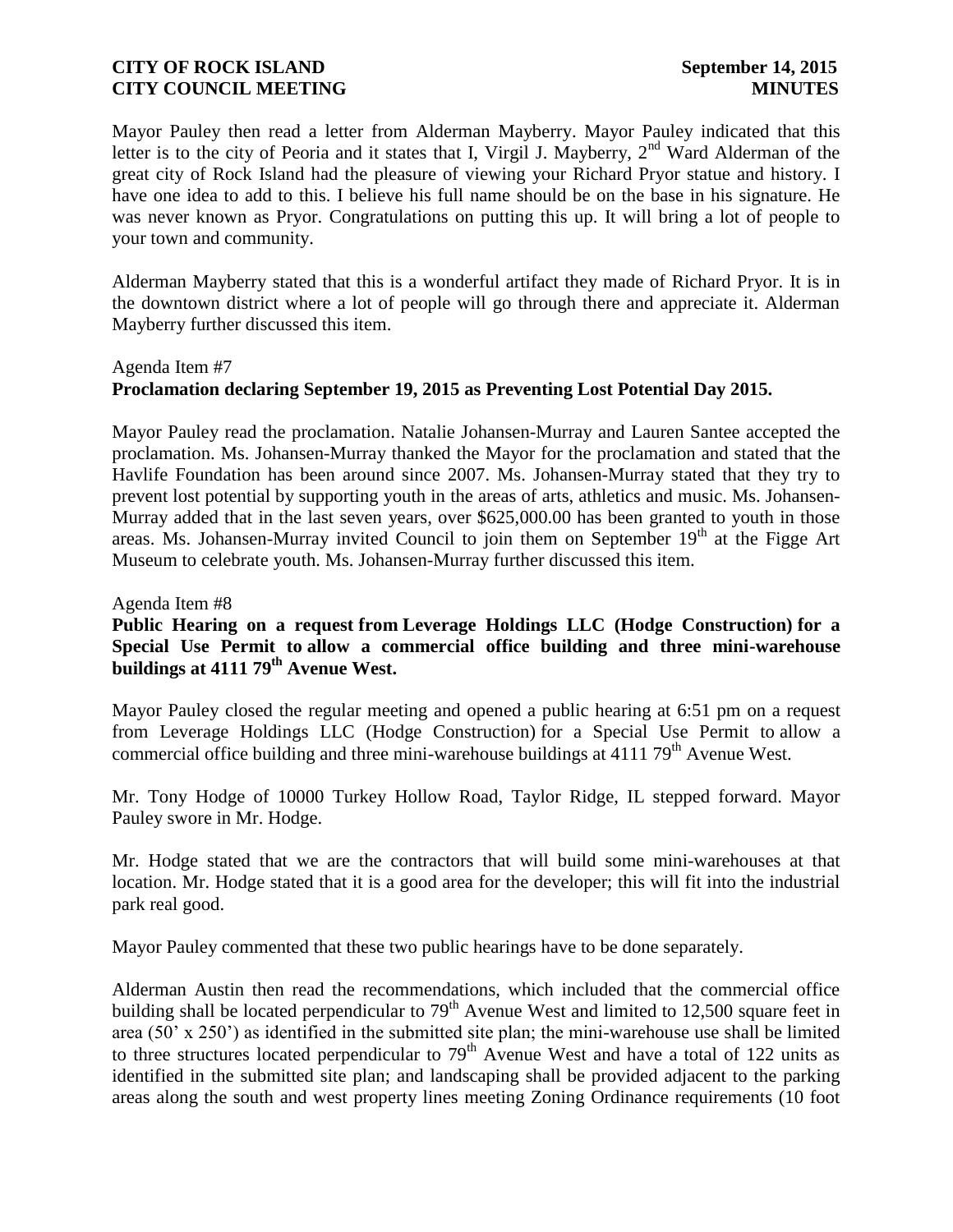Mayor Pauley then read a letter from Alderman Mayberry. Mayor Pauley indicated that this letter is to the city of Peoria and it states that I, Virgil J. Mayberry, 2nd Ward Alderman of the great city of Rock Island had the pleasure of viewing your Richard Pryor statue and history. I have one idea to add to this. I believe his full name should be on the base in his signature. He was never known as Pryor. Congratulations on putting this up. It will bring a lot of people to your town and community.

Alderman Mayberry stated that this is a wonderful artifact they made of Richard Pryor. It is in the downtown district where a lot of people will go through there and appreciate it. Alderman Mayberry further discussed this item.

Agenda Item #7
**Proclamation declaring September 19, 2015 as Preventing Lost Potential Day 2015.**

Mayor Pauley read the proclamation. Natalie Johansen-Murray and Lauren Santee accepted the proclamation. Ms. Johansen-Murray thanked the Mayor for the proclamation and stated that the Havlife Foundation has been around since 2007. Ms. Johansen-Murray stated that they try to prevent lost potential by supporting youth in the areas of arts, athletics and music. Ms. Johansen-Murray added that in the last seven years, over $625,000.00 has been granted to youth in those areas. Ms. Johansen-Murray invited Council to join them on September 19th at the Figge Art Museum to celebrate youth. Ms. Johansen-Murray further discussed this item.

Agenda Item #8
**Public Hearing on a request from Leverage Holdings LLC (Hodge Construction) for a Special Use Permit to allow a commercial office building and three mini-warehouse buildings at 4111 79th Avenue West.**

Mayor Pauley closed the regular meeting and opened a public hearing at 6:51 pm on a request from Leverage Holdings LLC (Hodge Construction) for a Special Use Permit to allow a commercial office building and three mini-warehouse buildings at 4111 79th Avenue West.

Mr. Tony Hodge of 10000 Turkey Hollow Road, Taylor Ridge, IL stepped forward. Mayor Pauley swore in Mr. Hodge.

Mr. Hodge stated that we are the contractors that will build some mini-warehouses at that location. Mr. Hodge stated that it is a good area for the developer; this will fit into the industrial park real good.

Mayor Pauley commented that these two public hearings have to be done separately.

Alderman Austin then read the recommendations, which included that the commercial office building shall be located perpendicular to 79th Avenue West and limited to 12,500 square feet in area (50' x 250') as identified in the submitted site plan; the mini-warehouse use shall be limited to three structures located perpendicular to 79th Avenue West and have a total of 122 units as identified in the submitted site plan; and landscaping shall be provided adjacent to the parking areas along the south and west property lines meeting Zoning Ordinance requirements (10 foot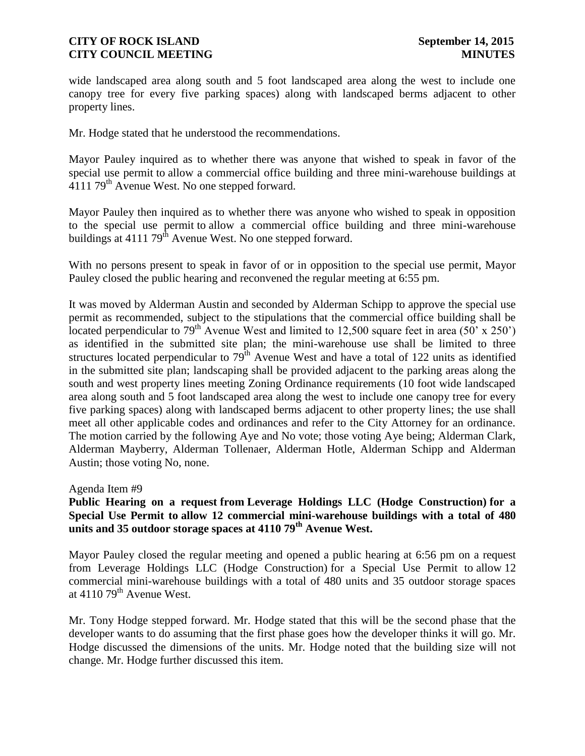wide landscaped area along south and 5 foot landscaped area along the west to include one canopy tree for every five parking spaces) along with landscaped berms adjacent to other property lines.

Mr. Hodge stated that he understood the recommendations.

Mayor Pauley inquired as to whether there was anyone that wished to speak in favor of the special use permit to allow a commercial office building and three mini-warehouse buildings at 4111 79th Avenue West. No one stepped forward.

Mayor Pauley then inquired as to whether there was anyone who wished to speak in opposition to the special use permit to allow a commercial office building and three mini-warehouse buildings at 4111 79th Avenue West. No one stepped forward.

With no persons present to speak in favor of or in opposition to the special use permit, Mayor Pauley closed the public hearing and reconvened the regular meeting at 6:55 pm.

It was moved by Alderman Austin and seconded by Alderman Schipp to approve the special use permit as recommended, subject to the stipulations that the commercial office building shall be located perpendicular to 79th Avenue West and limited to 12,500 square feet in area (50' x 250') as identified in the submitted site plan; the mini-warehouse use shall be limited to three structures located perpendicular to 79th Avenue West and have a total of 122 units as identified in the submitted site plan; landscaping shall be provided adjacent to the parking areas along the south and west property lines meeting Zoning Ordinance requirements (10 foot wide landscaped area along south and 5 foot landscaped area along the west to include one canopy tree for every five parking spaces) along with landscaped berms adjacent to other property lines; the use shall meet all other applicable codes and ordinances and refer to the City Attorney for an ordinance. The motion carried by the following Aye and No vote; those voting Aye being; Alderman Clark, Alderman Mayberry, Alderman Tollenaer, Alderman Hotle, Alderman Schipp and Alderman Austin; those voting No, none.

Agenda Item #9

**Public Hearing on a request from Leverage Holdings LLC (Hodge Construction) for a Special Use Permit to allow 12 commercial mini-warehouse buildings with a total of 480 units and 35 outdoor storage spaces at 4110 79th Avenue West.**

Mayor Pauley closed the regular meeting and opened a public hearing at 6:56 pm on a request from Leverage Holdings LLC (Hodge Construction) for a Special Use Permit to allow 12 commercial mini-warehouse buildings with a total of 480 units and 35 outdoor storage spaces at 4110 79th Avenue West.

Mr. Tony Hodge stepped forward. Mr. Hodge stated that this will be the second phase that the developer wants to do assuming that the first phase goes how the developer thinks it will go. Mr. Hodge discussed the dimensions of the units. Mr. Hodge noted that the building size will not change. Mr. Hodge further discussed this item.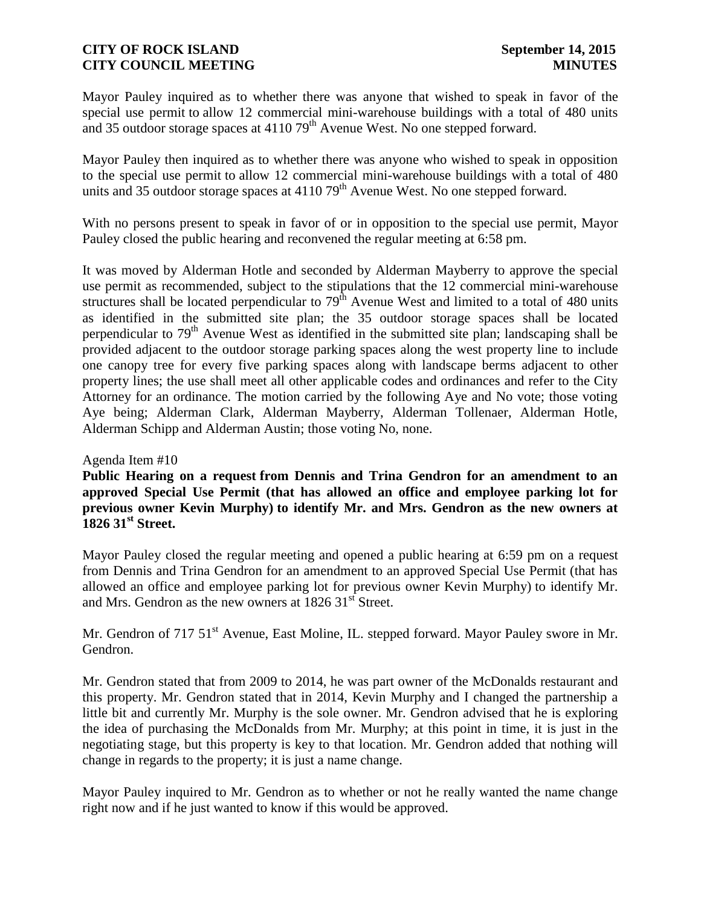Mayor Pauley inquired as to whether there was anyone that wished to speak in favor of the special use permit to allow 12 commercial mini-warehouse buildings with a total of 480 units and 35 outdoor storage spaces at 4110 79th Avenue West. No one stepped forward.

Mayor Pauley then inquired as to whether there was anyone who wished to speak in opposition to the special use permit to allow 12 commercial mini-warehouse buildings with a total of 480 units and 35 outdoor storage spaces at 4110 79th Avenue West. No one stepped forward.

With no persons present to speak in favor of or in opposition to the special use permit, Mayor Pauley closed the public hearing and reconvened the regular meeting at 6:58 pm.

It was moved by Alderman Hotle and seconded by Alderman Mayberry to approve the special use permit as recommended, subject to the stipulations that the 12 commercial mini-warehouse structures shall be located perpendicular to 79th Avenue West and limited to a total of 480 units as identified in the submitted site plan; the 35 outdoor storage spaces shall be located perpendicular to 79th Avenue West as identified in the submitted site plan; landscaping shall be provided adjacent to the outdoor storage parking spaces along the west property line to include one canopy tree for every five parking spaces along with landscape berms adjacent to other property lines; the use shall meet all other applicable codes and ordinances and refer to the City Attorney for an ordinance. The motion carried by the following Aye and No vote; those voting Aye being; Alderman Clark, Alderman Mayberry, Alderman Tollenaer, Alderman Hotle, Alderman Schipp and Alderman Austin; those voting No, none.

Agenda Item #10

**Public Hearing on a request from Dennis and Trina Gendron for an amendment to an approved Special Use Permit (that has allowed an office and employee parking lot for previous owner Kevin Murphy) to identify Mr. and Mrs. Gendron as the new owners at 1826 31st Street.**

Mayor Pauley closed the regular meeting and opened a public hearing at 6:59 pm on a request from Dennis and Trina Gendron for an amendment to an approved Special Use Permit (that has allowed an office and employee parking lot for previous owner Kevin Murphy) to identify Mr. and Mrs. Gendron as the new owners at 1826 31st Street.

Mr. Gendron of 717 51st Avenue, East Moline, IL. stepped forward. Mayor Pauley swore in Mr. Gendron.

Mr. Gendron stated that from 2009 to 2014, he was part owner of the McDonalds restaurant and this property. Mr. Gendron stated that in 2014, Kevin Murphy and I changed the partnership a little bit and currently Mr. Murphy is the sole owner. Mr. Gendron advised that he is exploring the idea of purchasing the McDonalds from Mr. Murphy; at this point in time, it is just in the negotiating stage, but this property is key to that location. Mr. Gendron added that nothing will change in regards to the property; it is just a name change.

Mayor Pauley inquired to Mr. Gendron as to whether or not he really wanted the name change right now and if he just wanted to know if this would be approved.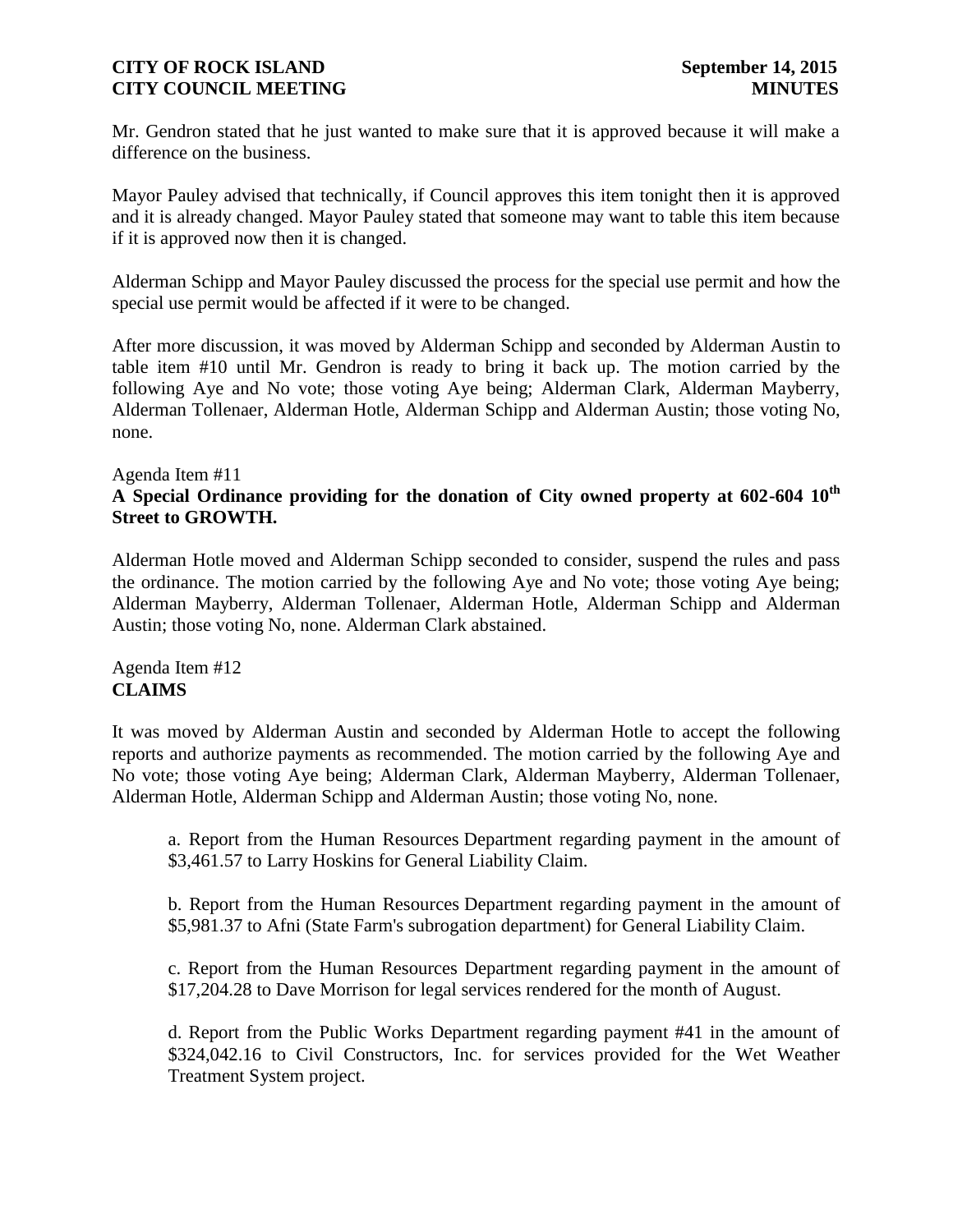Mr. Gendron stated that he just wanted to make sure that it is approved because it will make a difference on the business.

Mayor Pauley advised that technically, if Council approves this item tonight then it is approved and it is already changed. Mayor Pauley stated that someone may want to table this item because if it is approved now then it is changed.

Alderman Schipp and Mayor Pauley discussed the process for the special use permit and how the special use permit would be affected if it were to be changed.

After more discussion, it was moved by Alderman Schipp and seconded by Alderman Austin to table item #10 until Mr. Gendron is ready to bring it back up. The motion carried by the following Aye and No vote; those voting Aye being; Alderman Clark, Alderman Mayberry, Alderman Tollenaer, Alderman Hotle, Alderman Schipp and Alderman Austin; those voting No, none.

Agenda Item #11
**A Special Ordinance providing for the donation of City owned property at 602-604 10th Street to GROWTH.**

Alderman Hotle moved and Alderman Schipp seconded to consider, suspend the rules and pass the ordinance. The motion carried by the following Aye and No vote; those voting Aye being; Alderman Mayberry, Alderman Tollenaer, Alderman Hotle, Alderman Schipp and Alderman Austin; those voting No, none. Alderman Clark abstained.

Agenda Item #12
**CLAIMS**

It was moved by Alderman Austin and seconded by Alderman Hotle to accept the following reports and authorize payments as recommended. The motion carried by the following Aye and No vote; those voting Aye being; Alderman Clark, Alderman Mayberry, Alderman Tollenaer, Alderman Hotle, Alderman Schipp and Alderman Austin; those voting No, none.

a. Report from the Human Resources Department regarding payment in the amount of $3,461.57 to Larry Hoskins for General Liability Claim.

b. Report from the Human Resources Department regarding payment in the amount of $5,981.37 to Afni (State Farm's subrogation department) for General Liability Claim.

c. Report from the Human Resources Department regarding payment in the amount of $17,204.28 to Dave Morrison for legal services rendered for the month of August.

d. Report from the Public Works Department regarding payment #41 in the amount of $324,042.16 to Civil Constructors, Inc. for services provided for the Wet Weather Treatment System project.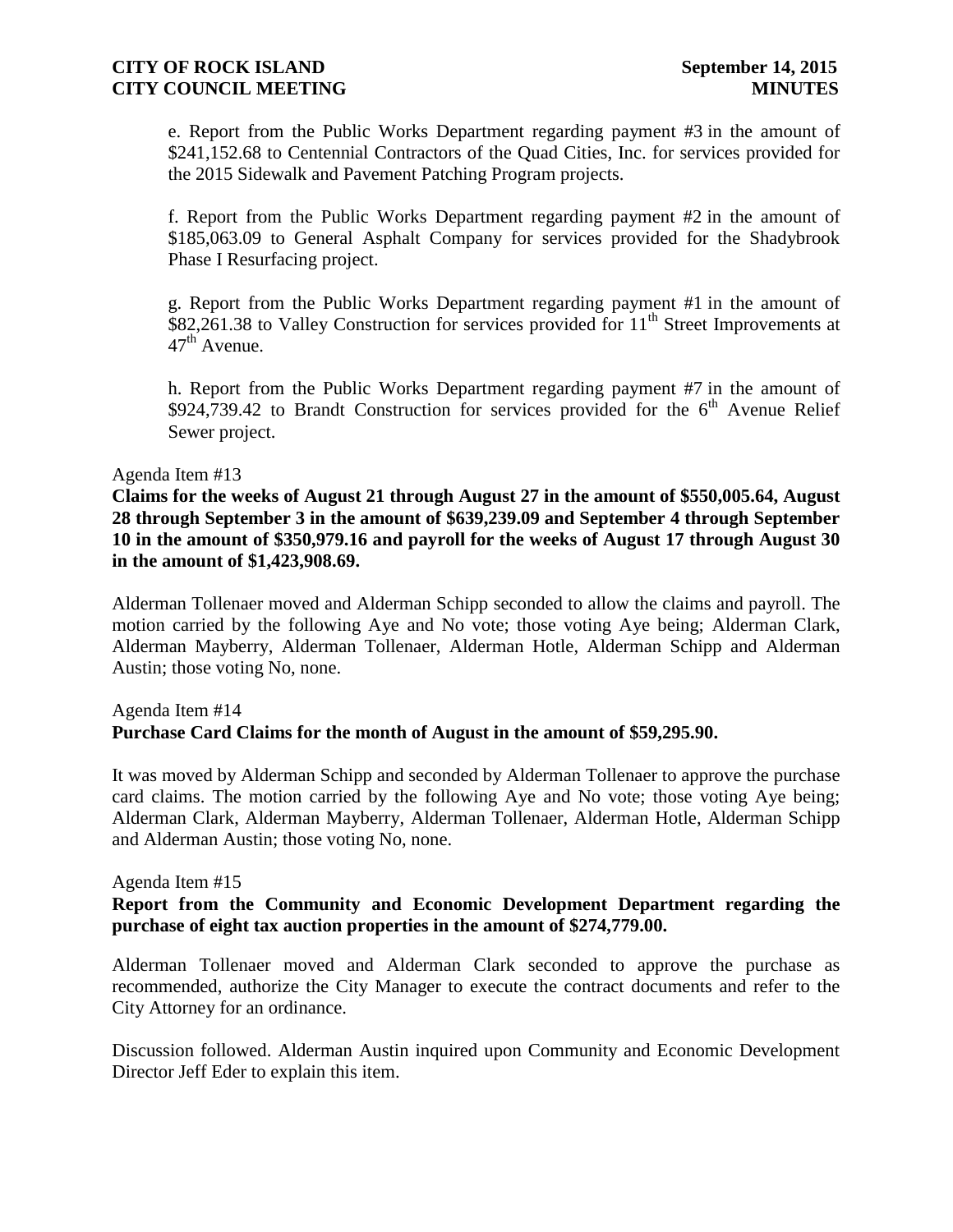e. Report from the Public Works Department regarding payment #3 in the amount of $241,152.68 to Centennial Contractors of the Quad Cities, Inc. for services provided for the 2015 Sidewalk and Pavement Patching Program projects.

f. Report from the Public Works Department regarding payment #2 in the amount of $185,063.09 to General Asphalt Company for services provided for the Shadybrook Phase I Resurfacing project.

g. Report from the Public Works Department regarding payment #1 in the amount of $82,261.38 to Valley Construction for services provided for 11th Street Improvements at 47th Avenue.

h. Report from the Public Works Department regarding payment #7 in the amount of $924,739.42 to Brandt Construction for services provided for the 6th Avenue Relief Sewer project.

Agenda Item #13
**Claims for the weeks of August 21 through August 27 in the amount of $550,005.64, August 28 through September 3 in the amount of $639,239.09 and September 4 through September 10 in the amount of $350,979.16 and payroll for the weeks of August 17 through August 30 in the amount of $1,423,908.69.**

Alderman Tollenaer moved and Alderman Schipp seconded to allow the claims and payroll. The motion carried by the following Aye and No vote; those voting Aye being; Alderman Clark, Alderman Mayberry, Alderman Tollenaer, Alderman Hotle, Alderman Schipp and Alderman Austin; those voting No, none.

Agenda Item #14
**Purchase Card Claims for the month of August in the amount of $59,295.90.**

It was moved by Alderman Schipp and seconded by Alderman Tollenaer to approve the purchase card claims. The motion carried by the following Aye and No vote; those voting Aye being; Alderman Clark, Alderman Mayberry, Alderman Tollenaer, Alderman Hotle, Alderman Schipp and Alderman Austin; those voting No, none.

Agenda Item #15
**Report from the Community and Economic Development Department regarding the purchase of eight tax auction properties in the amount of $274,779.00.**

Alderman Tollenaer moved and Alderman Clark seconded to approve the purchase as recommended, authorize the City Manager to execute the contract documents and refer to the City Attorney for an ordinance.

Discussion followed. Alderman Austin inquired upon Community and Economic Development Director Jeff Eder to explain this item.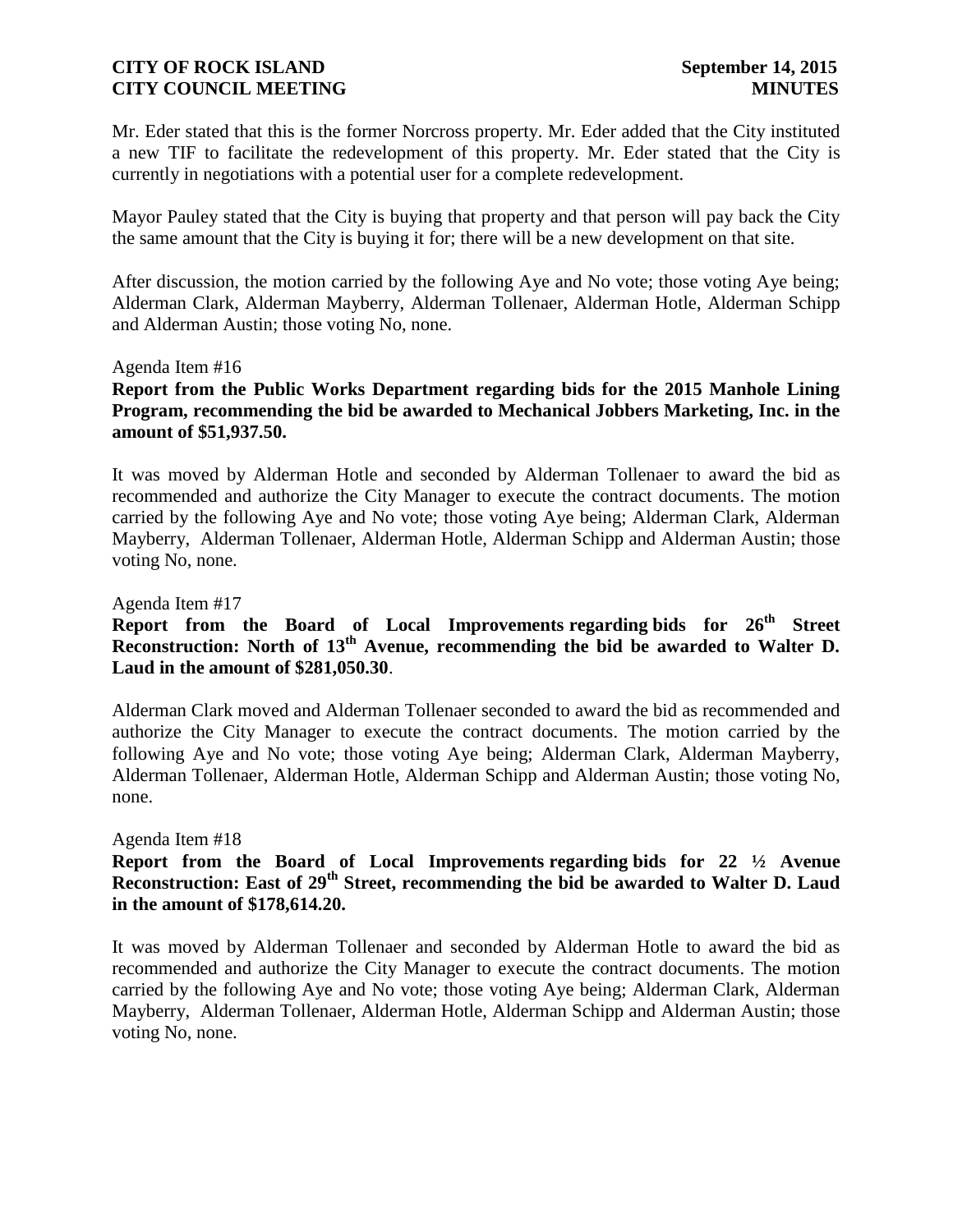Mr. Eder stated that this is the former Norcross property. Mr. Eder added that the City instituted a new TIF to facilitate the redevelopment of this property. Mr. Eder stated that the City is currently in negotiations with a potential user for a complete redevelopment.

Mayor Pauley stated that the City is buying that property and that person will pay back the City the same amount that the City is buying it for; there will be a new development on that site.

After discussion, the motion carried by the following Aye and No vote; those voting Aye being; Alderman Clark, Alderman Mayberry, Alderman Tollenaer, Alderman Hotle, Alderman Schipp and Alderman Austin; those voting No, none.

Agenda Item #16

**Report from the Public Works Department regarding bids for the 2015 Manhole Lining Program, recommending the bid be awarded to Mechanical Jobbers Marketing, Inc. in the amount of $51,937.50.**

It was moved by Alderman Hotle and seconded by Alderman Tollenaer to award the bid as recommended and authorize the City Manager to execute the contract documents. The motion carried by the following Aye and No vote; those voting Aye being; Alderman Clark, Alderman Mayberry, Alderman Tollenaer, Alderman Hotle, Alderman Schipp and Alderman Austin; those voting No, none.

Agenda Item #17

**Report from the Board of Local Improvements regarding bids for 26th Street Reconstruction: North of 13th Avenue, recommending the bid be awarded to Walter D. Laud in the amount of $281,050.30**.

Alderman Clark moved and Alderman Tollenaer seconded to award the bid as recommended and authorize the City Manager to execute the contract documents. The motion carried by the following Aye and No vote; those voting Aye being; Alderman Clark, Alderman Mayberry, Alderman Tollenaer, Alderman Hotle, Alderman Schipp and Alderman Austin; those voting No, none.

Agenda Item #18

**Report from the Board of Local Improvements regarding bids for 22 ½ Avenue Reconstruction: East of 29th Street, recommending the bid be awarded to Walter D. Laud in the amount of $178,614.20.**

It was moved by Alderman Tollenaer and seconded by Alderman Hotle to award the bid as recommended and authorize the City Manager to execute the contract documents. The motion carried by the following Aye and No vote; those voting Aye being; Alderman Clark, Alderman Mayberry, Alderman Tollenaer, Alderman Hotle, Alderman Schipp and Alderman Austin; those voting No, none.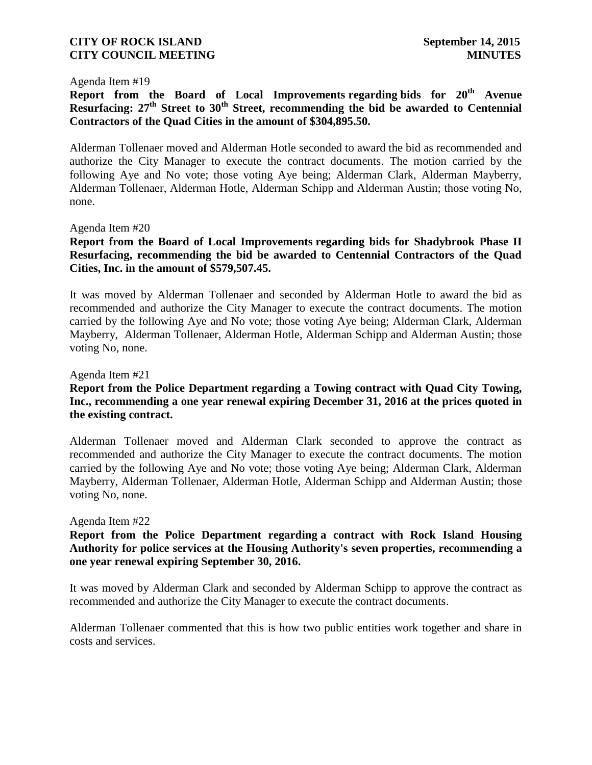Agenda Item #19

**Report from the Board of Local Improvements regarding bids for 20th Avenue Resurfacing: 27th Street to 30th Street, recommending the bid be awarded to Centennial Contractors of the Quad Cities in the amount of $304,895.50.**

Alderman Tollenaer moved and Alderman Hotle seconded to award the bid as recommended and authorize the City Manager to execute the contract documents. The motion carried by the following Aye and No vote; those voting Aye being; Alderman Clark, Alderman Mayberry, Alderman Tollenaer, Alderman Hotle, Alderman Schipp and Alderman Austin; those voting No, none.

Agenda Item #20

**Report from the Board of Local Improvements regarding bids for Shadybrook Phase II Resurfacing, recommending the bid be awarded to Centennial Contractors of the Quad Cities, Inc. in the amount of $579,507.45.**

It was moved by Alderman Tollenaer and seconded by Alderman Hotle to award the bid as recommended and authorize the City Manager to execute the contract documents. The motion carried by the following Aye and No vote; those voting Aye being; Alderman Clark, Alderman Mayberry, Alderman Tollenaer, Alderman Hotle, Alderman Schipp and Alderman Austin; those voting No, none.

Agenda Item #21

**Report from the Police Department regarding a Towing contract with Quad City Towing, Inc., recommending a one year renewal expiring December 31, 2016 at the prices quoted in the existing contract.**

Alderman Tollenaer moved and Alderman Clark seconded to approve the contract as recommended and authorize the City Manager to execute the contract documents. The motion carried by the following Aye and No vote; those voting Aye being; Alderman Clark, Alderman Mayberry, Alderman Tollenaer, Alderman Hotle, Alderman Schipp and Alderman Austin; those voting No, none.

Agenda Item #22

**Report from the Police Department regarding a contract with Rock Island Housing Authority for police services at the Housing Authority's seven properties, recommending a one year renewal expiring September 30, 2016.**

It was moved by Alderman Clark and seconded by Alderman Schipp to approve the contract as recommended and authorize the City Manager to execute the contract documents.

Alderman Tollenaer commented that this is how two public entities work together and share in costs and services.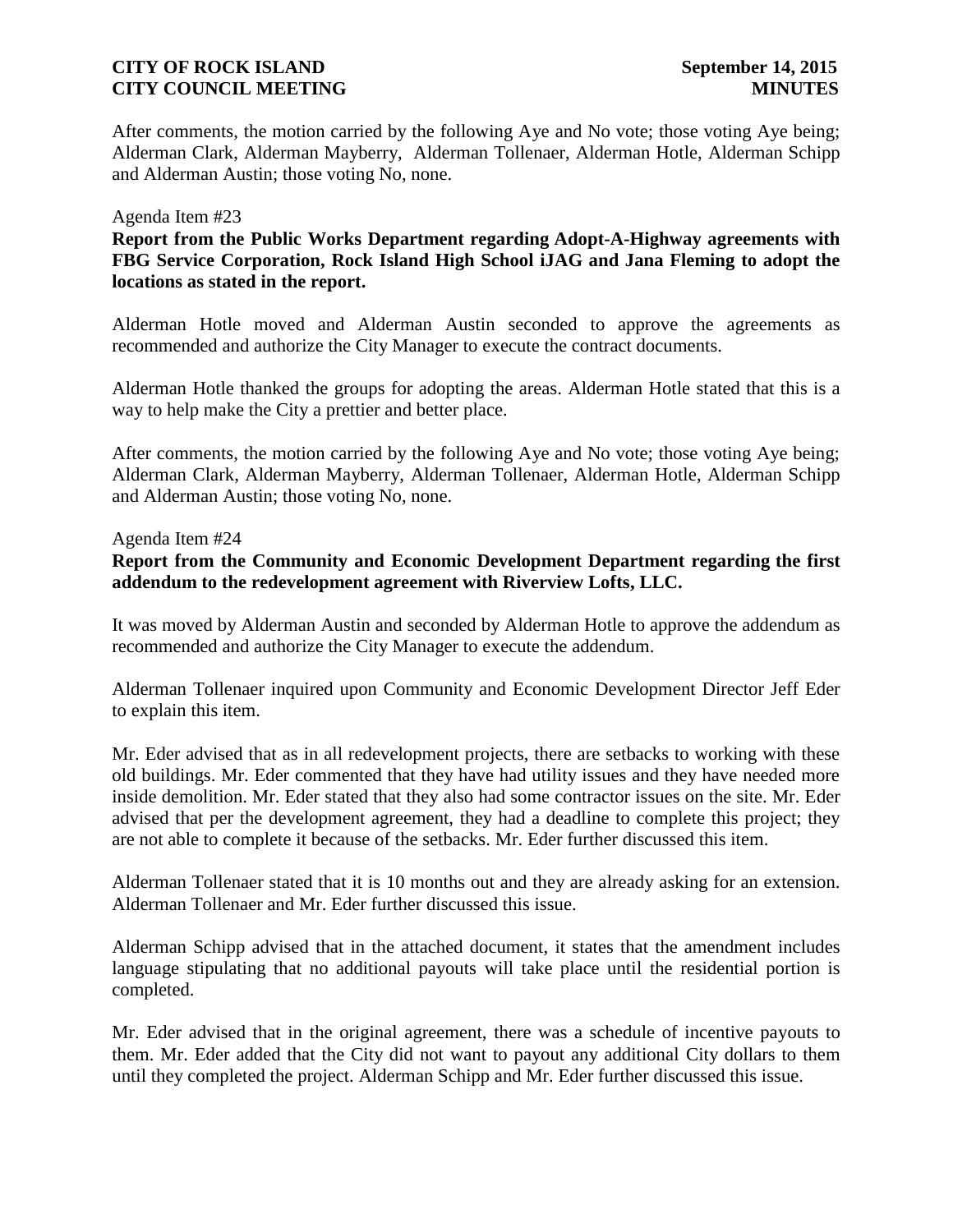After comments, the motion carried by the following Aye and No vote; those voting Aye being; Alderman Clark, Alderman Mayberry, Alderman Tollenaer, Alderman Hotle, Alderman Schipp and Alderman Austin; those voting No, none.

Agenda Item #23

**Report from the Public Works Department regarding Adopt-A-Highway agreements with FBG Service Corporation, Rock Island High School iJAG and Jana Fleming to adopt the locations as stated in the report.**

Alderman Hotle moved and Alderman Austin seconded to approve the agreements as recommended and authorize the City Manager to execute the contract documents.

Alderman Hotle thanked the groups for adopting the areas. Alderman Hotle stated that this is a way to help make the City a prettier and better place.

After comments, the motion carried by the following Aye and No vote; those voting Aye being; Alderman Clark, Alderman Mayberry, Alderman Tollenaer, Alderman Hotle, Alderman Schipp and Alderman Austin; those voting No, none.

Agenda Item #24

**Report from the Community and Economic Development Department regarding the first addendum to the redevelopment agreement with Riverview Lofts, LLC.**

It was moved by Alderman Austin and seconded by Alderman Hotle to approve the addendum as recommended and authorize the City Manager to execute the addendum.

Alderman Tollenaer inquired upon Community and Economic Development Director Jeff Eder to explain this item.

Mr. Eder advised that as in all redevelopment projects, there are setbacks to working with these old buildings. Mr. Eder commented that they have had utility issues and they have needed more inside demolition. Mr. Eder stated that they also had some contractor issues on the site. Mr. Eder advised that per the development agreement, they had a deadline to complete this project; they are not able to complete it because of the setbacks. Mr. Eder further discussed this item.

Alderman Tollenaer stated that it is 10 months out and they are already asking for an extension. Alderman Tollenaer and Mr. Eder further discussed this issue.

Alderman Schipp advised that in the attached document, it states that the amendment includes language stipulating that no additional payouts will take place until the residential portion is completed.

Mr. Eder advised that in the original agreement, there was a schedule of incentive payouts to them. Mr. Eder added that the City did not want to payout any additional City dollars to them until they completed the project. Alderman Schipp and Mr. Eder further discussed this issue.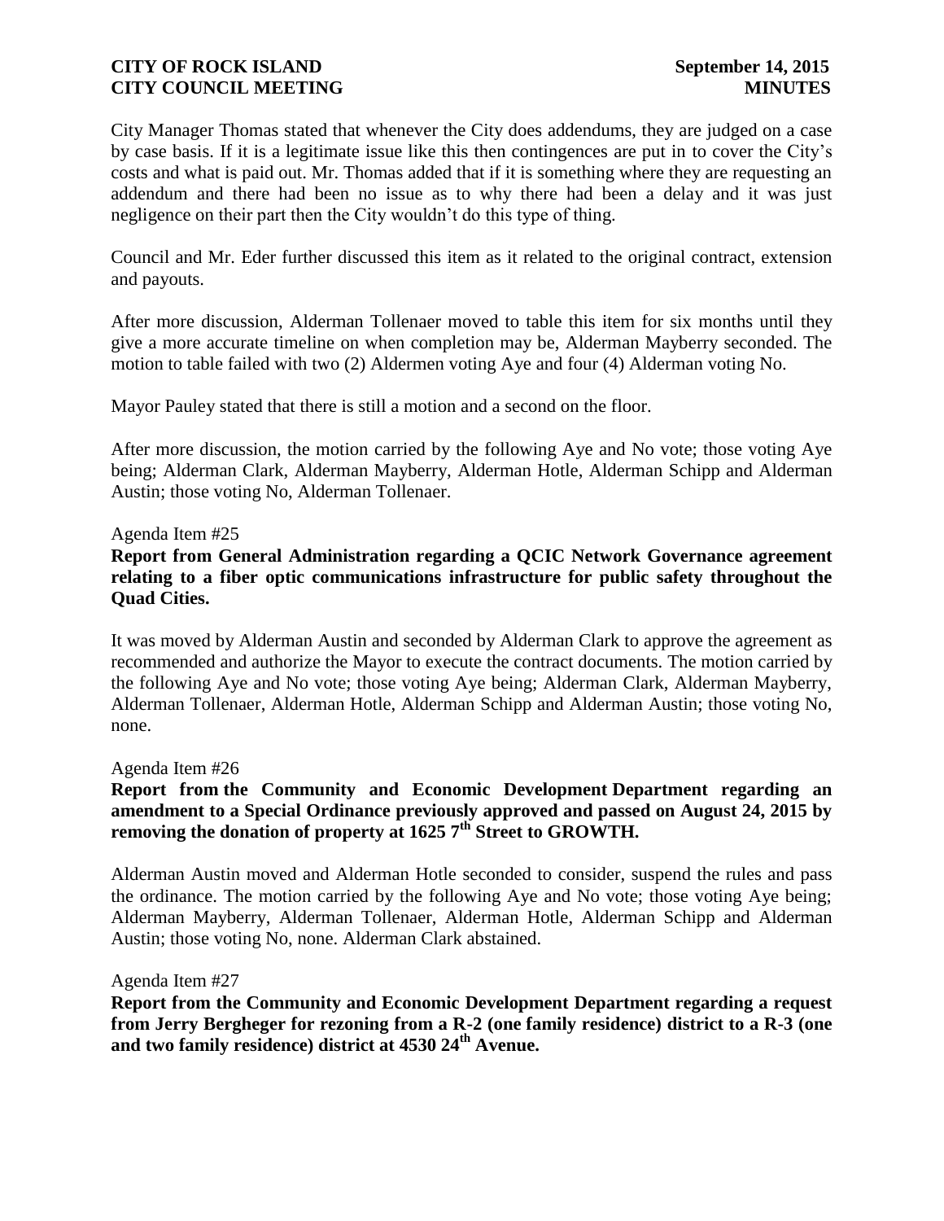City Manager Thomas stated that whenever the City does addendums, they are judged on a case by case basis. If it is a legitimate issue like this then contingences are put in to cover the City's costs and what is paid out. Mr. Thomas added that if it is something where they are requesting an addendum and there had been no issue as to why there had been a delay and it was just negligence on their part then the City wouldn't do this type of thing.

Council and Mr. Eder further discussed this item as it related to the original contract, extension and payouts.

After more discussion, Alderman Tollenaer moved to table this item for six months until they give a more accurate timeline on when completion may be, Alderman Mayberry seconded. The motion to table failed with two (2) Aldermen voting Aye and four (4) Alderman voting No.

Mayor Pauley stated that there is still a motion and a second on the floor.

After more discussion, the motion carried by the following Aye and No vote; those voting Aye being; Alderman Clark, Alderman Mayberry, Alderman Hotle, Alderman Schipp and Alderman Austin; those voting No, Alderman Tollenaer.

Agenda Item #25

**Report from General Administration regarding a QCIC Network Governance agreement relating to a fiber optic communications infrastructure for public safety throughout the Quad Cities.**

It was moved by Alderman Austin and seconded by Alderman Clark to approve the agreement as recommended and authorize the Mayor to execute the contract documents. The motion carried by the following Aye and No vote; those voting Aye being; Alderman Clark, Alderman Mayberry, Alderman Tollenaer, Alderman Hotle, Alderman Schipp and Alderman Austin; those voting No, none.

Agenda Item #26

**Report from the Community and Economic Development Department regarding an amendment to a Special Ordinance previously approved and passed on August 24, 2015 by removing the donation of property at 1625 7th Street to GROWTH.**

Alderman Austin moved and Alderman Hotle seconded to consider, suspend the rules and pass the ordinance. The motion carried by the following Aye and No vote; those voting Aye being; Alderman Mayberry, Alderman Tollenaer, Alderman Hotle, Alderman Schipp and Alderman Austin; those voting No, none. Alderman Clark abstained.

Agenda Item #27

**Report from the Community and Economic Development Department regarding a request from Jerry Bergheger for rezoning from a R-2 (one family residence) district to a R-3 (one and two family residence) district at 4530 24th Avenue.**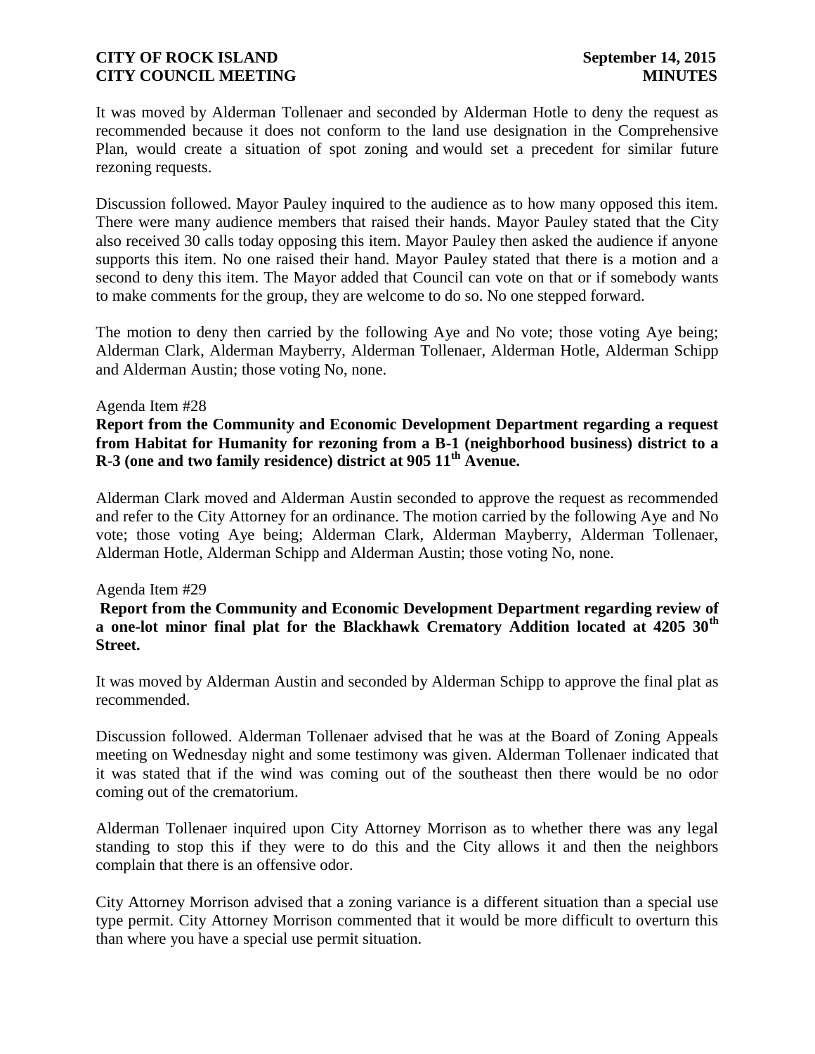It was moved by Alderman Tollenaer and seconded by Alderman Hotle to deny the request as recommended because it does not conform to the land use designation in the Comprehensive Plan, would create a situation of spot zoning and would set a precedent for similar future rezoning requests.

Discussion followed. Mayor Pauley inquired to the audience as to how many opposed this item. There were many audience members that raised their hands. Mayor Pauley stated that the City also received 30 calls today opposing this item. Mayor Pauley then asked the audience if anyone supports this item. No one raised their hand. Mayor Pauley stated that there is a motion and a second to deny this item. The Mayor added that Council can vote on that or if somebody wants to make comments for the group, they are welcome to do so. No one stepped forward.

The motion to deny then carried by the following Aye and No vote; those voting Aye being; Alderman Clark, Alderman Mayberry, Alderman Tollenaer, Alderman Hotle, Alderman Schipp and Alderman Austin; those voting No, none.

Agenda Item #28

**Report from the Community and Economic Development Department regarding a request from Habitat for Humanity for rezoning from a B-1 (neighborhood business) district to a R-3 (one and two family residence) district at 905 11th Avenue.**

Alderman Clark moved and Alderman Austin seconded to approve the request as recommended and refer to the City Attorney for an ordinance. The motion carried by the following Aye and No vote; those voting Aye being; Alderman Clark, Alderman Mayberry, Alderman Tollenaer, Alderman Hotle, Alderman Schipp and Alderman Austin; those voting No, none.

Agenda Item #29

**Report from the Community and Economic Development Department regarding review of a one-lot minor final plat for the Blackhawk Crematory Addition located at 4205 30th Street.**

It was moved by Alderman Austin and seconded by Alderman Schipp to approve the final plat as recommended.

Discussion followed. Alderman Tollenaer advised that he was at the Board of Zoning Appeals meeting on Wednesday night and some testimony was given. Alderman Tollenaer indicated that it was stated that if the wind was coming out of the southeast then there would be no odor coming out of the crematorium.

Alderman Tollenaer inquired upon City Attorney Morrison as to whether there was any legal standing to stop this if they were to do this and the City allows it and then the neighbors complain that there is an offensive odor.

City Attorney Morrison advised that a zoning variance is a different situation than a special use type permit. City Attorney Morrison commented that it would be more difficult to overturn this than where you have a special use permit situation.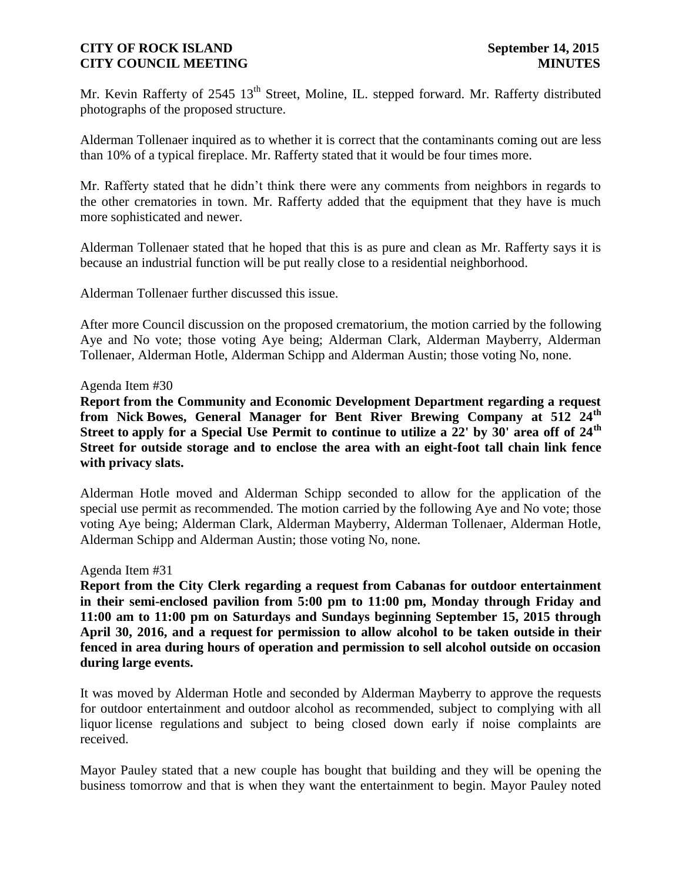Mr. Kevin Rafferty of 2545 13th Street, Moline, IL. stepped forward. Mr. Rafferty distributed photographs of the proposed structure.

Alderman Tollenaer inquired as to whether it is correct that the contaminants coming out are less than 10% of a typical fireplace. Mr. Rafferty stated that it would be four times more.

Mr. Rafferty stated that he didn't think there were any comments from neighbors in regards to the other crematories in town. Mr. Rafferty added that the equipment that they have is much more sophisticated and newer.

Alderman Tollenaer stated that he hoped that this is as pure and clean as Mr. Rafferty says it is because an industrial function will be put really close to a residential neighborhood.

Alderman Tollenaer further discussed this issue.

After more Council discussion on the proposed crematorium, the motion carried by the following Aye and No vote; those voting Aye being; Alderman Clark, Alderman Mayberry, Alderman Tollenaer, Alderman Hotle, Alderman Schipp and Alderman Austin; those voting No, none.

Agenda Item #30

**Report from the Community and Economic Development Department regarding a request from Nick Bowes, General Manager for Bent River Brewing Company at 512 24th Street to apply for a Special Use Permit to continue to utilize a 22' by 30' area off of 24th Street for outside storage and to enclose the area with an eight-foot tall chain link fence with privacy slats.**

Alderman Hotle moved and Alderman Schipp seconded to allow for the application of the special use permit as recommended. The motion carried by the following Aye and No vote; those voting Aye being; Alderman Clark, Alderman Mayberry, Alderman Tollenaer, Alderman Hotle, Alderman Schipp and Alderman Austin; those voting No, none.

Agenda Item #31

**Report from the City Clerk regarding a request from Cabanas for outdoor entertainment in their semi-enclosed pavilion from 5:00 pm to 11:00 pm, Monday through Friday and 11:00 am to 11:00 pm on Saturdays and Sundays beginning September 15, 2015 through April 30, 2016, and a request for permission to allow alcohol to be taken outside in their fenced in area during hours of operation and permission to sell alcohol outside on occasion during large events.**

It was moved by Alderman Hotle and seconded by Alderman Mayberry to approve the requests for outdoor entertainment and outdoor alcohol as recommended, subject to complying with all liquor license regulations and subject to being closed down early if noise complaints are received.

Mayor Pauley stated that a new couple has bought that building and they will be opening the business tomorrow and that is when they want the entertainment to begin. Mayor Pauley noted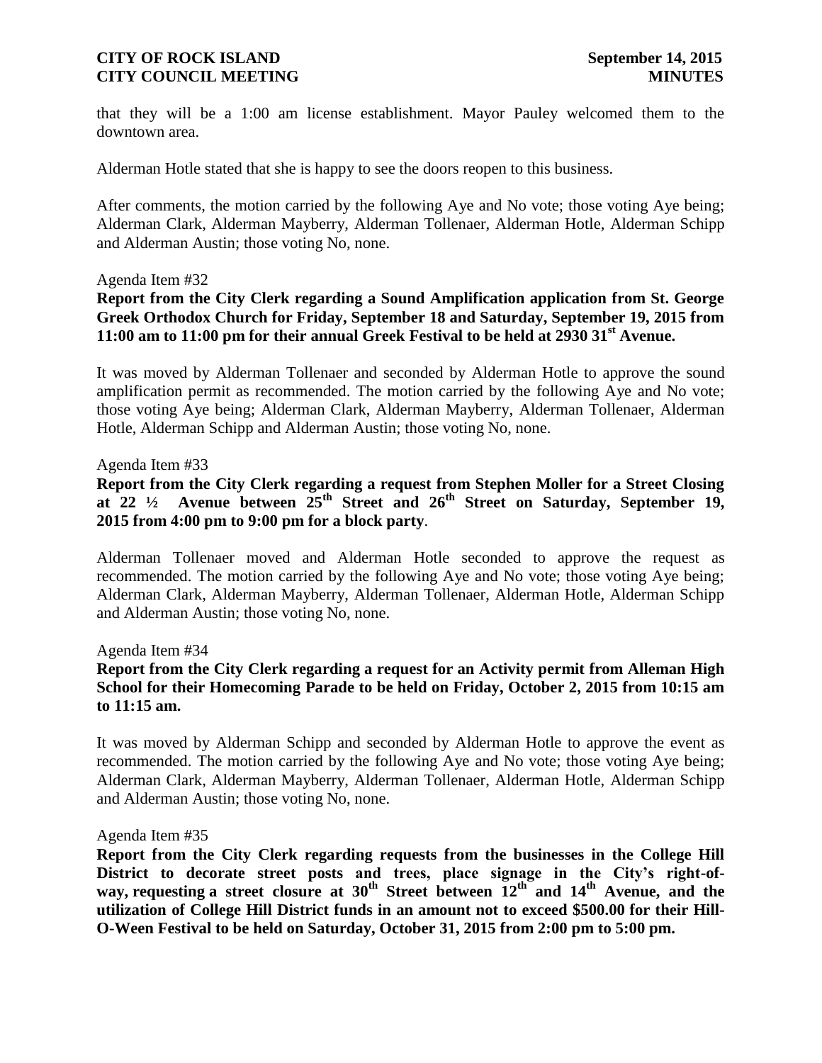that they will be a 1:00 am license establishment. Mayor Pauley welcomed them to the downtown area.

Alderman Hotle stated that she is happy to see the doors reopen to this business.

After comments, the motion carried by the following Aye and No vote; those voting Aye being; Alderman Clark, Alderman Mayberry, Alderman Tollenaer, Alderman Hotle, Alderman Schipp and Alderman Austin; those voting No, none.

Agenda Item #32

**Report from the City Clerk regarding a Sound Amplification application from St. George Greek Orthodox Church for Friday, September 18 and Saturday, September 19, 2015 from 11:00 am to 11:00 pm for their annual Greek Festival to be held at 2930 31st Avenue.**

It was moved by Alderman Tollenaer and seconded by Alderman Hotle to approve the sound amplification permit as recommended. The motion carried by the following Aye and No vote; those voting Aye being; Alderman Clark, Alderman Mayberry, Alderman Tollenaer, Alderman Hotle, Alderman Schipp and Alderman Austin; those voting No, none.

Agenda Item #33

**Report from the City Clerk regarding a request from Stephen Moller for a Street Closing at 22 ½ Avenue between 25th Street and 26th Street on Saturday, September 19, 2015 from 4:00 pm to 9:00 pm for a block party**.

Alderman Tollenaer moved and Alderman Hotle seconded to approve the request as recommended. The motion carried by the following Aye and No vote; those voting Aye being; Alderman Clark, Alderman Mayberry, Alderman Tollenaer, Alderman Hotle, Alderman Schipp and Alderman Austin; those voting No, none.

Agenda Item #34

**Report from the City Clerk regarding a request for an Activity permit from Alleman High School for their Homecoming Parade to be held on Friday, October 2, 2015 from 10:15 am to 11:15 am.**

It was moved by Alderman Schipp and seconded by Alderman Hotle to approve the event as recommended. The motion carried by the following Aye and No vote; those voting Aye being; Alderman Clark, Alderman Mayberry, Alderman Tollenaer, Alderman Hotle, Alderman Schipp and Alderman Austin; those voting No, none.

Agenda Item #35

**Report from the City Clerk regarding requests from the businesses in the College Hill District to decorate street posts and trees, place signage in the City's right-of-way, requesting a street closure at 30th Street between 12th and 14th Avenue, and the utilization of College Hill District funds in an amount not to exceed $500.00 for their Hill-O-Ween Festival to be held on Saturday, October 31, 2015 from 2:00 pm to 5:00 pm.**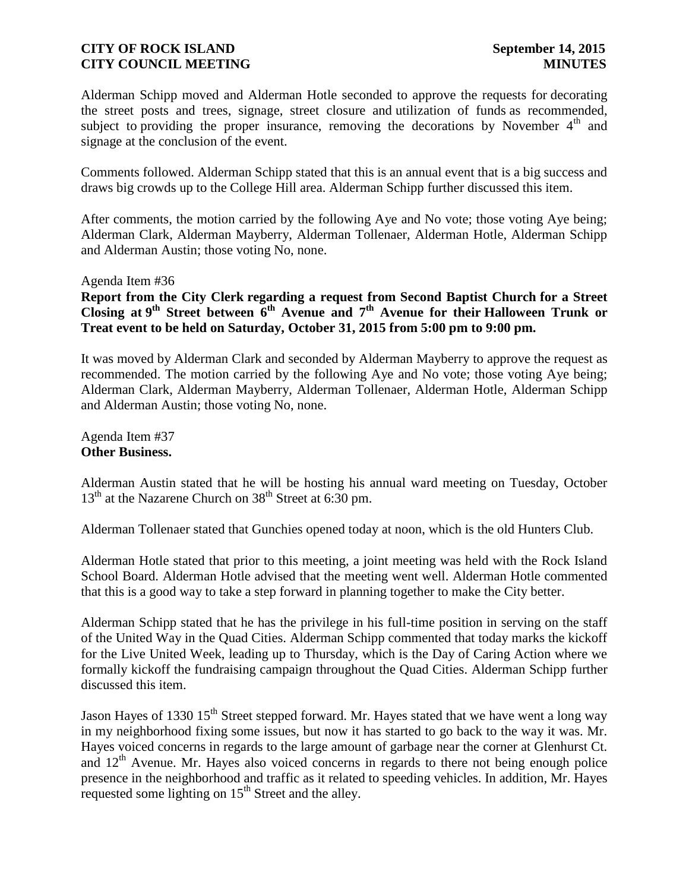Alderman Schipp moved and Alderman Hotle seconded to approve the requests for decorating the street posts and trees, signage, street closure and utilization of funds as recommended, subject to providing the proper insurance, removing the decorations by November 4th and signage at the conclusion of the event.

Comments followed. Alderman Schipp stated that this is an annual event that is a big success and draws big crowds up to the College Hill area. Alderman Schipp further discussed this item.

After comments, the motion carried by the following Aye and No vote; those voting Aye being; Alderman Clark, Alderman Mayberry, Alderman Tollenaer, Alderman Hotle, Alderman Schipp and Alderman Austin; those voting No, none.

Agenda Item #36

**Report from the City Clerk regarding a request from Second Baptist Church for a Street Closing at 9th Street between 6th Avenue and 7th Avenue for their Halloween Trunk or Treat event to be held on Saturday, October 31, 2015 from 5:00 pm to 9:00 pm.**

It was moved by Alderman Clark and seconded by Alderman Mayberry to approve the request as recommended. The motion carried by the following Aye and No vote; those voting Aye being; Alderman Clark, Alderman Mayberry, Alderman Tollenaer, Alderman Hotle, Alderman Schipp and Alderman Austin; those voting No, none.

Agenda Item #37

**Other Business.**

Alderman Austin stated that he will be hosting his annual ward meeting on Tuesday, October 13th at the Nazarene Church on 38th Street at 6:30 pm.

Alderman Tollenaer stated that Gunchies opened today at noon, which is the old Hunters Club.

Alderman Hotle stated that prior to this meeting, a joint meeting was held with the Rock Island School Board. Alderman Hotle advised that the meeting went well. Alderman Hotle commented that this is a good way to take a step forward in planning together to make the City better.

Alderman Schipp stated that he has the privilege in his full-time position in serving on the staff of the United Way in the Quad Cities. Alderman Schipp commented that today marks the kickoff for the Live United Week, leading up to Thursday, which is the Day of Caring Action where we formally kickoff the fundraising campaign throughout the Quad Cities. Alderman Schipp further discussed this item.

Jason Hayes of 1330 15th Street stepped forward. Mr. Hayes stated that we have went a long way in my neighborhood fixing some issues, but now it has started to go back to the way it was. Mr. Hayes voiced concerns in regards to the large amount of garbage near the corner at Glenhurst Ct. and 12th Avenue. Mr. Hayes also voiced concerns in regards to there not being enough police presence in the neighborhood and traffic as it related to speeding vehicles. In addition, Mr. Hayes requested some lighting on 15th Street and the alley.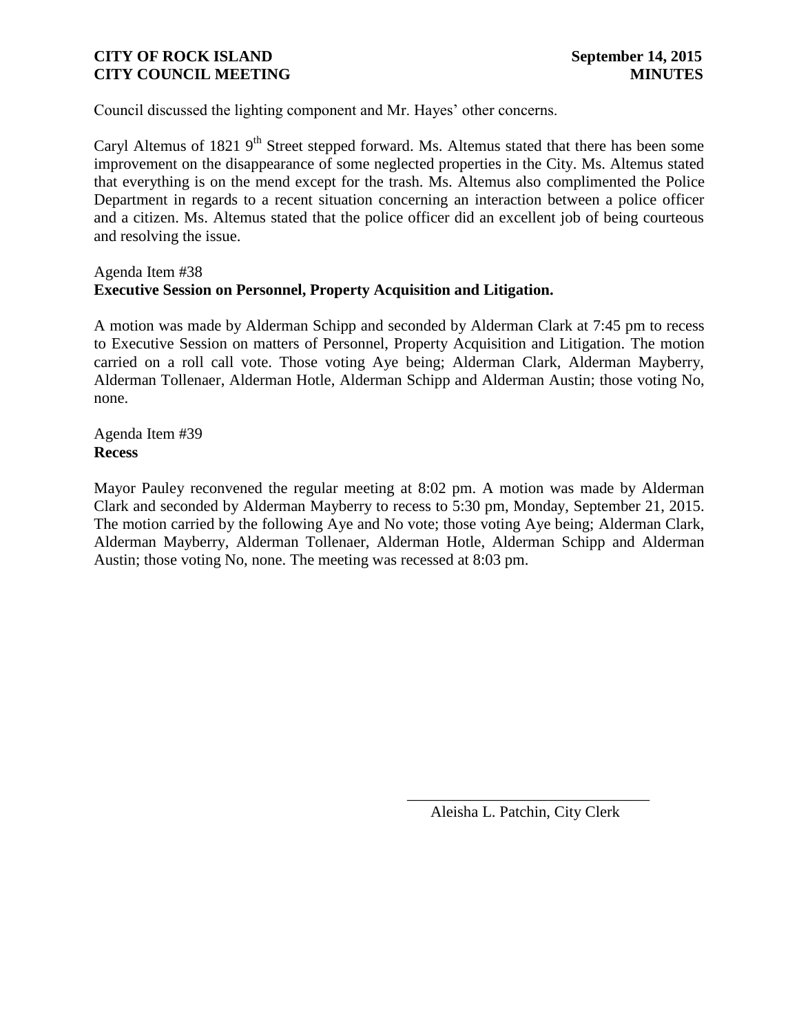Council discussed the lighting component and Mr. Hayes' other concerns.

Caryl Altemus of 1821 9th Street stepped forward. Ms. Altemus stated that there has been some improvement on the disappearance of some neglected properties in the City. Ms. Altemus stated that everything is on the mend except for the trash. Ms. Altemus also complimented the Police Department in regards to a recent situation concerning an interaction between a police officer and a citizen. Ms. Altemus stated that the police officer did an excellent job of being courteous and resolving the issue.

Agenda Item #38
**Executive Session on Personnel, Property Acquisition and Litigation.**

A motion was made by Alderman Schipp and seconded by Alderman Clark at 7:45 pm to recess to Executive Session on matters of Personnel, Property Acquisition and Litigation. The motion carried on a roll call vote. Those voting Aye being; Alderman Clark, Alderman Mayberry, Alderman Tollenaer, Alderman Hotle, Alderman Schipp and Alderman Austin; those voting No, none.

Agenda Item #39
**Recess**

Mayor Pauley reconvened the regular meeting at 8:02 pm. A motion was made by Alderman Clark and seconded by Alderman Mayberry to recess to 5:30 pm, Monday, September 21, 2015. The motion carried by the following Aye and No vote; those voting Aye being; Alderman Clark, Alderman Mayberry, Alderman Tollenaer, Alderman Hotle, Alderman Schipp and Alderman Austin; those voting No, none. The meeting was recessed at 8:03 pm.

\_\_\_\_\_\_\_\_\_\_\_\_\_\_\_\_\_\_\_\_\_\_\_\_\_\_\_\_\_\_\_\_
Aleisha L. Patchin, City Clerk